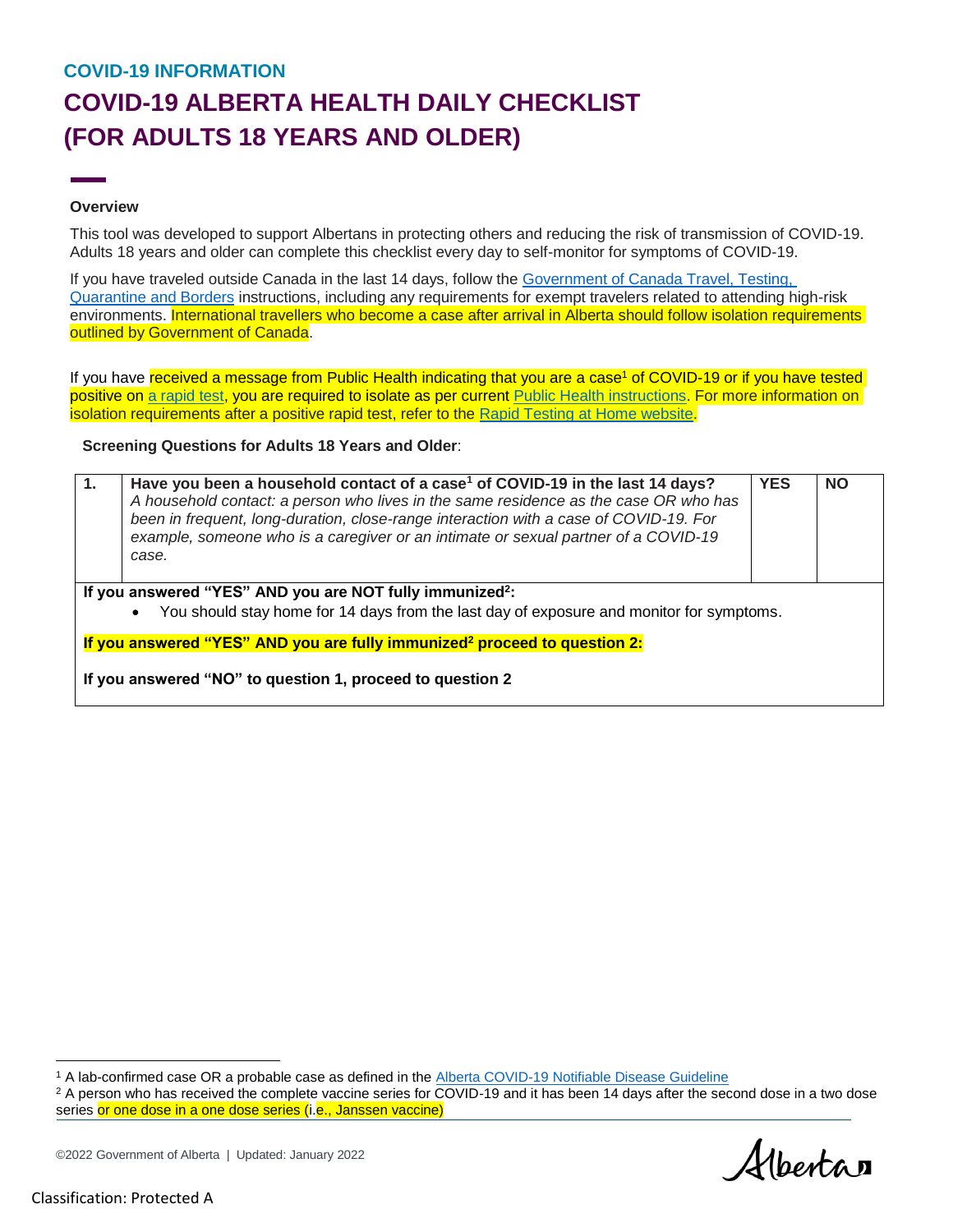COVID-19 INFORMATION

# COVID-19 ALBERTA HEALTH DAILY CHECKLIST (FOR ADULTS 18 YEARS AND OLDER)

**Overview**

This tool was developed to support Albertans in protecting others and reducing the risk of transmission of COVID-19. Adults 18 years and older can complete this checklist every day to self-monitor for symptoms of COVID-19.

If you have traveled outside Canada in the last 14 days, follow the Government of Canada Travel, Testing, Quarantine and Borders instructions, including any requirements for exempt travelers related to attending high-risk environments. International travellers who become a case after arrival in Alberta should follow isolation requirements outlined by Government of Canada.

If you have received a message from Public Health indicating that you are a case[1] of COVID-19 or if you have tested positive on a rapid test, you are required to isolate as per current Public Health instructions. For more information on isolation requirements after a positive rapid test, refer to the Rapid Testing at Home website.

**Screening Questions for Adults 18 Years and Older**:

| | | | |
|---|---|---|---|
| **1.** | **Have you been a household contact of a case[1] of COVID-19 in the last 14 days?** *A household contact: a person who lives in the same residence as the case OR who has been in frequent, long-duration, close-range interaction with a case of COVID-19. For example, someone who is a caregiver or an intimate or sexual partner of a COVID-19 case.* | **YES** | **NO** |

**If you answered "YES" AND you are NOT fully immunized[2]:**

- You should stay home for 14 days from the last day of exposure and monitor for symptoms.

**If you answered "YES" AND you are fully immunized[2] proceed to question 2:**

**If you answered "NO" to question 1, proceed to question 2**

---

[1] A lab-confirmed case OR a probable case as defined in the Alberta COVID-19 Notifiable Disease Guideline

[2] A person who has received the complete vaccine series for COVID-19 and it has been 14 days after the second dose in a two dose series or one dose in a one dose series (i.e., Janssen vaccine)

©2022 Government of Alberta | Updated: January 2022

Classification: Protected A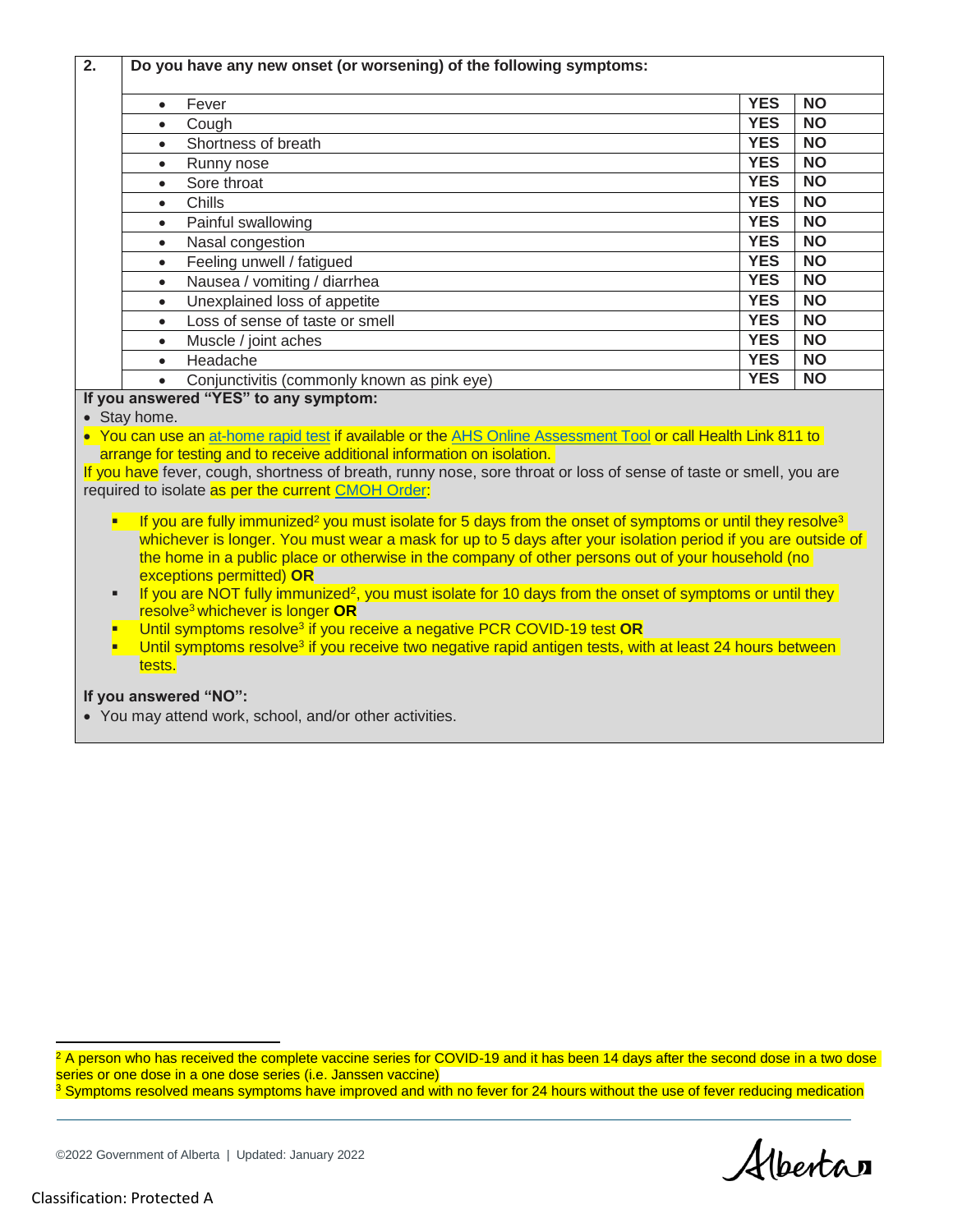| 2. | Do you have any new onset (or worsening) of the following symptoms: | | |
|---|---|---|---|
| | • Fever | **YES** | **NO** |
| | • Cough | **YES** | **NO** |
| | • Shortness of breath | **YES** | **NO** |
| | • Runny nose | **YES** | **NO** |
| | • Sore throat | **YES** | **NO** |
| | • Chills | **YES** | **NO** |
| | • Painful swallowing | **YES** | **NO** |
| | • Nasal congestion | **YES** | **NO** |
| | • Feeling unwell / fatigued | **YES** | **NO** |
| | • Nausea / vomiting / diarrhea | **YES** | **NO** |
| | • Unexplained loss of appetite | **YES** | **NO** |
| | • Loss of sense of taste or smell | **YES** | **NO** |
| | • Muscle / joint aches | **YES** | **NO** |
| | • Headache | **YES** | **NO** |
| | • Conjunctivitis (commonly known as pink eye) | **YES** | **NO** |

**If you answered "YES" to any symptom:**

- Stay home.
- You can use an [at-home rapid test]() if available or the [AHS Online Assessment Tool]() or call Health Link 811 to arrange for testing and to receive additional information on isolation.

If you have fever, cough, shortness of breath, runny nose, sore throat or loss of sense of taste or smell, you are required to isolate as per the current [CMOH Order]():

- If you are fully immunized[2] you must isolate for 5 days from the onset of symptoms or until they resolve[3] whichever is longer. You must wear a mask for up to 5 days after your isolation period if you are outside of the home in a public place or otherwise in the company of other persons out of your household (no exceptions permitted) **OR**
- If you are NOT fully immunized[2], you must isolate for 10 days from the onset of symptoms or until they resolve[3] whichever is longer **OR**
- Until symptoms resolve[3] if you receive a negative PCR COVID-19 test **OR**
- Until symptoms resolve[3] if you receive two negative rapid antigen tests, with at least 24 hours between tests.

**If you answered "NO":**

- You may attend work, school, and/or other activities.

[2] A person who has received the complete vaccine series for COVID-19 and it has been 14 days after the second dose in a two dose series or one dose in a one dose series (i.e. Janssen vaccine)

[3] Symptoms resolved means symptoms have improved and with no fever for 24 hours without the use of fever reducing medication

©2022 Government of Alberta | Updated: January 2022

Classification: Protected A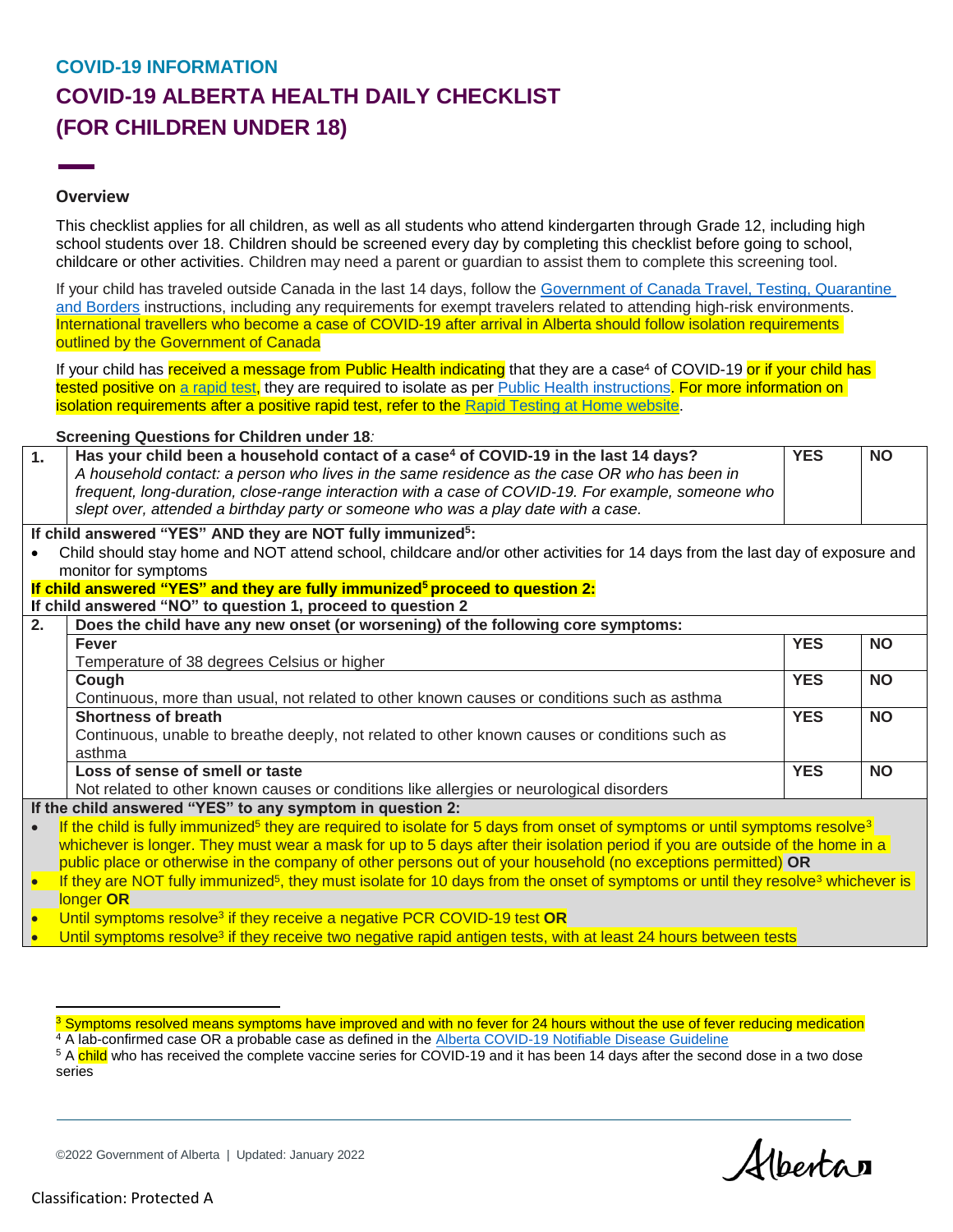COVID-19 INFORMATION

# COVID-19 ALBERTA HEALTH DAILY CHECKLIST (FOR CHILDREN UNDER 18)

### Overview

This checklist applies for all children, as well as all students who attend kindergarten through Grade 12, including high school students over 18. Children should be screened every day by completing this checklist before going to school, childcare or other activities. Children may need a parent or guardian to assist them to complete this screening tool.

If your child has traveled outside Canada in the last 14 days, follow the Government of Canada Travel, Testing, Quarantine and Borders instructions, including any requirements for exempt travelers related to attending high-risk environments. International travellers who become a case of COVID-19 after arrival in Alberta should follow isolation requirements outlined by the Government of Canada

If your child has received a message from Public Health indicating that they are a case[4] of COVID-19 or if your child has tested positive on a rapid test, they are required to isolate as per Public Health instructions. For more information on isolation requirements after a positive rapid test, refer to the Rapid Testing at Home website.

**Screening Questions for Children under 18:**

| | | | |
|---|---|---|---|
| **1.** | **Has your child been a household contact of a case[4] of COVID-19 in the last 14 days?** *A household contact: a person who lives in the same residence as the case OR who has been in frequent, long-duration, close-range interaction with a case of COVID-19. For example, someone who slept over, attended a birthday party or someone who was a play date with a case.* | **YES** | **NO** |

**If child answered "YES" AND they are NOT fully immunized[5]:**

- Child should stay home and NOT attend school, childcare and/or other activities for 14 days from the last day of exposure and monitor for symptoms

**If child answered "YES" and they are fully immunized[5] proceed to question 2:**

**If child answered "NO" to question 1, proceed to question 2**

| | | | |
|---|---|---|---|
| **2.** | **Does the child have any new onset (or worsening) of the following core symptoms:** | | |
| | **Fever** Temperature of 38 degrees Celsius or higher | **YES** | **NO** |
| | **Cough** Continuous, more than usual, not related to other known causes or conditions such as asthma | **YES** | **NO** |
| | **Shortness of breath** Continuous, unable to breathe deeply, not related to other known causes or conditions such as asthma | **YES** | **NO** |
| | **Loss of sense of smell or taste** Not related to other known causes or conditions like allergies or neurological disorders | **YES** | **NO** |

**If the child answered "YES" to any symptom in question 2:**

- If the child is fully immunized[5] they are required to isolate for 5 days from onset of symptoms or until symptoms resolve[3] whichever is longer. They must wear a mask for up to 5 days after their isolation period if you are outside of the home in a public place or otherwise in the company of other persons out of your household (no exceptions permitted) **OR**
- If they are NOT fully immunized[5], they must isolate for 10 days from the onset of symptoms or until they resolve[3] whichever is longer **OR**
- Until symptoms resolve[3] if they receive a negative PCR COVID-19 test **OR**
- Until symptoms resolve[3] if they receive two negative rapid antigen tests, with at least 24 hours between tests

---

[3] Symptoms resolved means symptoms have improved and with no fever for 24 hours without the use of fever reducing medication

[4] A lab-confirmed case OR a probable case as defined in the Alberta COVID-19 Notifiable Disease Guideline

[5] A child who has received the complete vaccine series for COVID-19 and it has been 14 days after the second dose in a two dose series

©2022 Government of Alberta | Updated: January 2022

Classification: Protected A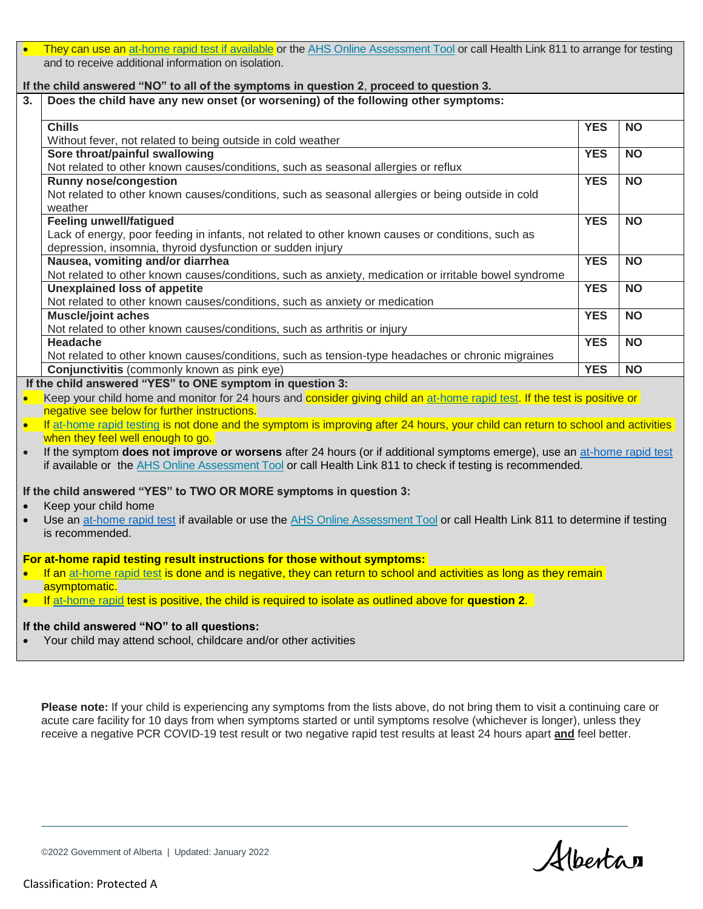- They can use an at-home rapid test if available or the AHS Online Assessment Tool or call Health Link 811 to arrange for testing and to receive additional information on isolation.

**If the child answered "NO" to all of the symptoms in question 2, proceed to question 3.**

| | | | |
|---|---|---|---|
| **3.** | **Does the child have any new onset (or worsening) of the following other symptoms:** | | |
| | **Chills**<br>Without fever, not related to being outside in cold weather | **YES** | **NO** |
| | **Sore throat/painful swallowing**<br>Not related to other known causes/conditions, such as seasonal allergies or reflux | **YES** | **NO** |
| | **Runny nose/congestion**<br>Not related to other known causes/conditions, such as seasonal allergies or being outside in cold weather | **YES** | **NO** |
| | **Feeling unwell/fatigued**<br>Lack of energy, poor feeding in infants, not related to other known causes or conditions, such as depression, insomnia, thyroid dysfunction or sudden injury | **YES** | **NO** |
| | **Nausea, vomiting and/or diarrhea**<br>Not related to other known causes/conditions, such as anxiety, medication or irritable bowel syndrome | **YES** | **NO** |
| | **Unexplained loss of appetite**<br>Not related to other known causes/conditions, such as anxiety or medication | **YES** | **NO** |
| | **Muscle/joint aches**<br>Not related to other known causes/conditions, such as arthritis or injury | **YES** | **NO** |
| | **Headache**<br>Not related to other known causes/conditions, such as tension-type headaches or chronic migraines | **YES** | **NO** |
| | **Conjunctivitis** (commonly known as pink eye) | **YES** | **NO** |

**If the child answered "YES" to ONE symptom in question 3:**

- Keep your child home and monitor for 24 hours and consider giving child an at-home rapid test. If the test is positive or negative see below for further instructions.
- If at-home rapid testing is not done and the symptom is improving after 24 hours, your child can return to school and activities when they feel well enough to go.
- If the symptom **does not improve or worsens** after 24 hours (or if additional symptoms emerge), use an at-home rapid test if available or the AHS Online Assessment Tool or call Health Link 811 to check if testing is recommended.

**If the child answered "YES" to TWO OR MORE symptoms in question 3:**

- Keep your child home
- Use an at-home rapid test if available or use the AHS Online Assessment Tool or call Health Link 811 to determine if testing is recommended.

**For at-home rapid testing result instructions for those without symptoms:**

- If an at-home rapid test is done and is negative, they can return to school and activities as long as they remain asymptomatic.
- If at-home rapid test is positive, the child is required to isolate as outlined above for **question 2**.

**If the child answered "NO" to all questions:**

- Your child may attend school, childcare and/or other activities

**Please note:** If your child is experiencing any symptoms from the lists above, do not bring them to visit a continuing care or acute care facility for 10 days from when symptoms started or until symptoms resolve (whichever is longer), unless they receive a negative PCR COVID-19 test result or two negative rapid test results at least 24 hours apart **and** feel better.

©2022 Government of Alberta | Updated: January 2022

Classification: Protected A